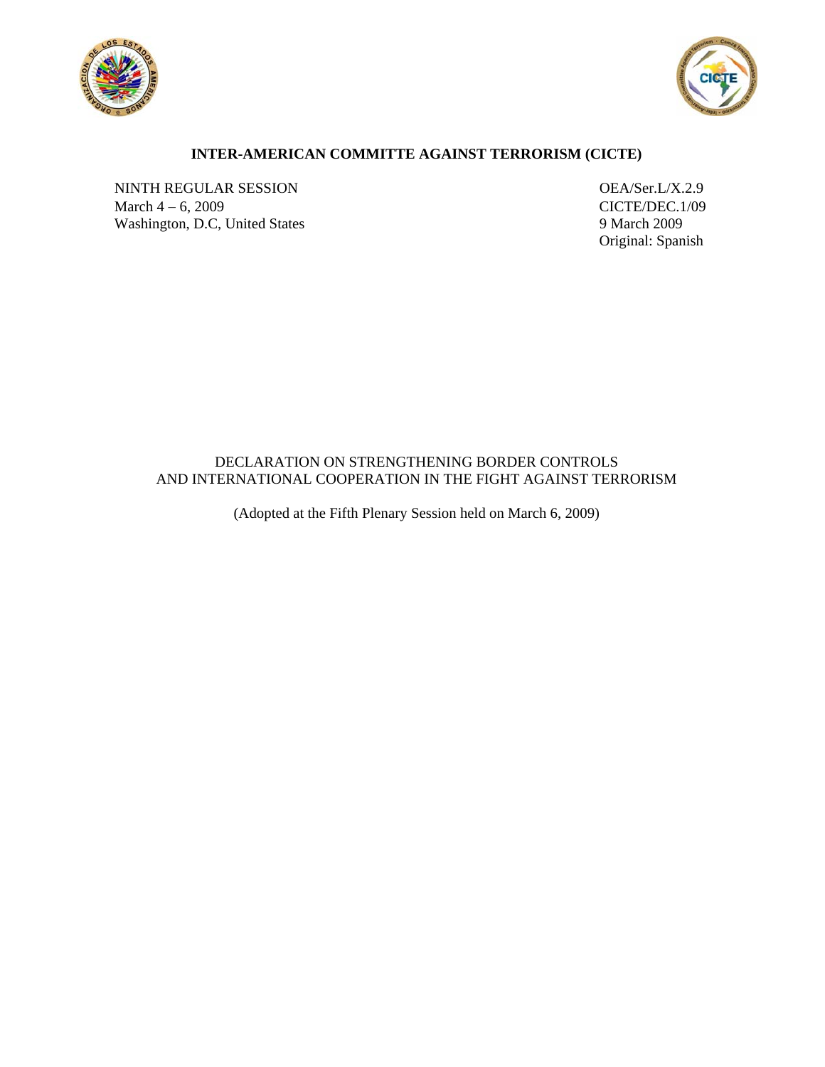**INTER-AMERICAN COMMITTE AGAINST TERRORISM (CICTE)**

NINTH REGULAR SESSION
March 4 – 6, 2009
Washington, D.C, United States

OEA/Ser.L/X.2.9
CICTE/DEC.1/09
9 March 2009
Original: Spanish

DECLARATION ON STRENGTHENING BORDER CONTROLS
AND INTERNATIONAL COOPERATION IN THE FIGHT AGAINST TERRORISM

(Adopted at the Fifth Plenary Session held on March 6, 2009)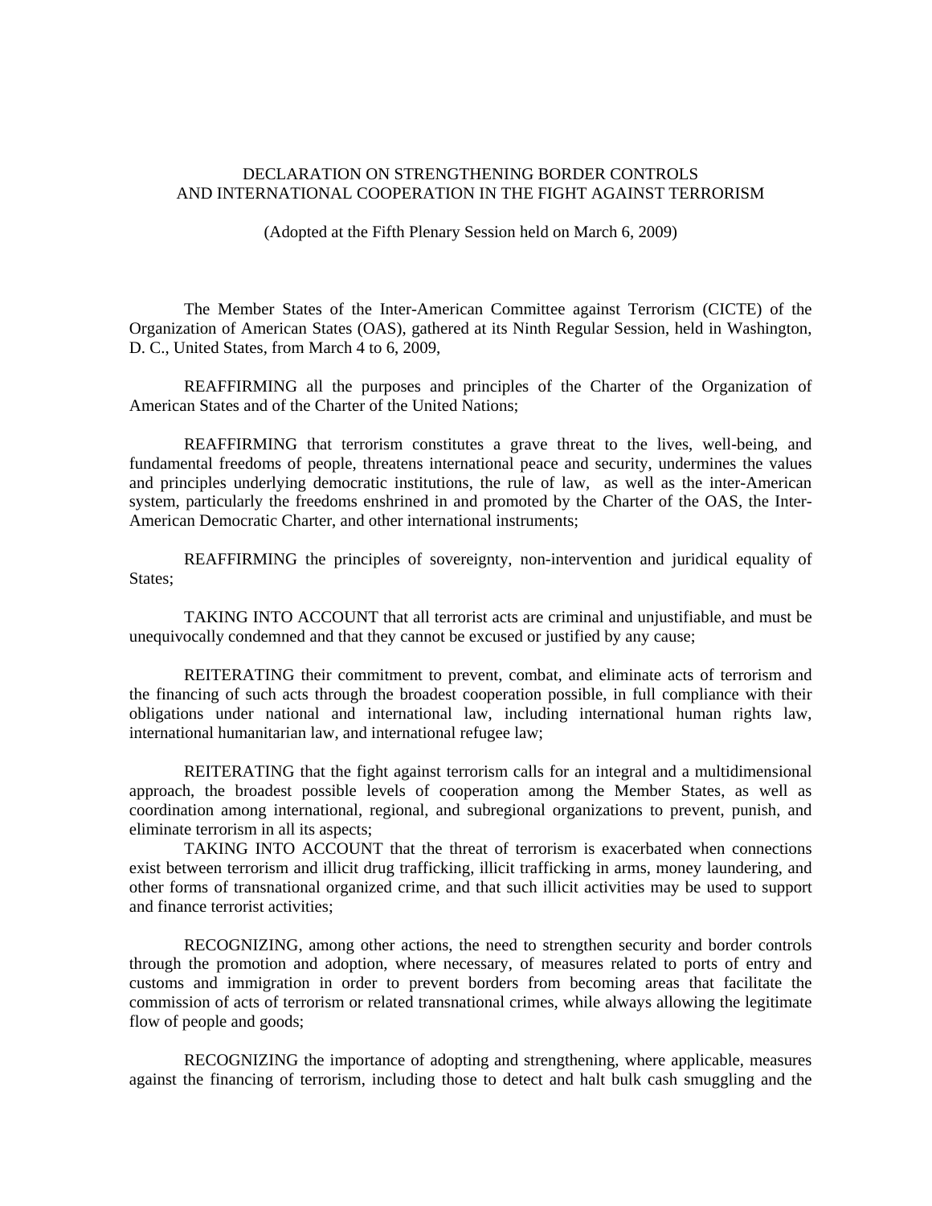DECLARATION ON STRENGTHENING BORDER CONTROLS
AND INTERNATIONAL COOPERATION IN THE FIGHT AGAINST TERRORISM

(Adopted at the Fifth Plenary Session held on March 6, 2009)

The Member States of the Inter-American Committee against Terrorism (CICTE) of the Organization of American States (OAS), gathered at its Ninth Regular Session, held in Washington, D. C., United States, from March 4 to 6, 2009,

REAFFIRMING all the purposes and principles of the Charter of the Organization of American States and of the Charter of the United Nations;

REAFFIRMING that terrorism constitutes a grave threat to the lives, well-being, and fundamental freedoms of people, threatens international peace and security, undermines the values and principles underlying democratic institutions, the rule of law, as well as the inter-American system, particularly the freedoms enshrined in and promoted by the Charter of the OAS, the Inter-American Democratic Charter, and other international instruments;

REAFFIRMING the principles of sovereignty, non-intervention and juridical equality of States;

TAKING INTO ACCOUNT that all terrorist acts are criminal and unjustifiable, and must be unequivocally condemned and that they cannot be excused or justified by any cause;

REITERATING their commitment to prevent, combat, and eliminate acts of terrorism and the financing of such acts through the broadest cooperation possible, in full compliance with their obligations under national and international law, including international human rights law, international humanitarian law, and international refugee law;

REITERATING that the fight against terrorism calls for an integral and a multidimensional approach, the broadest possible levels of cooperation among the Member States, as well as coordination among international, regional, and subregional organizations to prevent, punish, and eliminate terrorism in all its aspects;

TAKING INTO ACCOUNT that the threat of terrorism is exacerbated when connections exist between terrorism and illicit drug trafficking, illicit trafficking in arms, money laundering, and other forms of transnational organized crime, and that such illicit activities may be used to support and finance terrorist activities;

RECOGNIZING, among other actions, the need to strengthen security and border controls through the promotion and adoption, where necessary, of measures related to ports of entry and customs and immigration in order to prevent borders from becoming areas that facilitate the commission of acts of terrorism or related transnational crimes, while always allowing the legitimate flow of people and goods;

RECOGNIZING the importance of adopting and strengthening, where applicable, measures against the financing of terrorism, including those to detect and halt bulk cash smuggling and the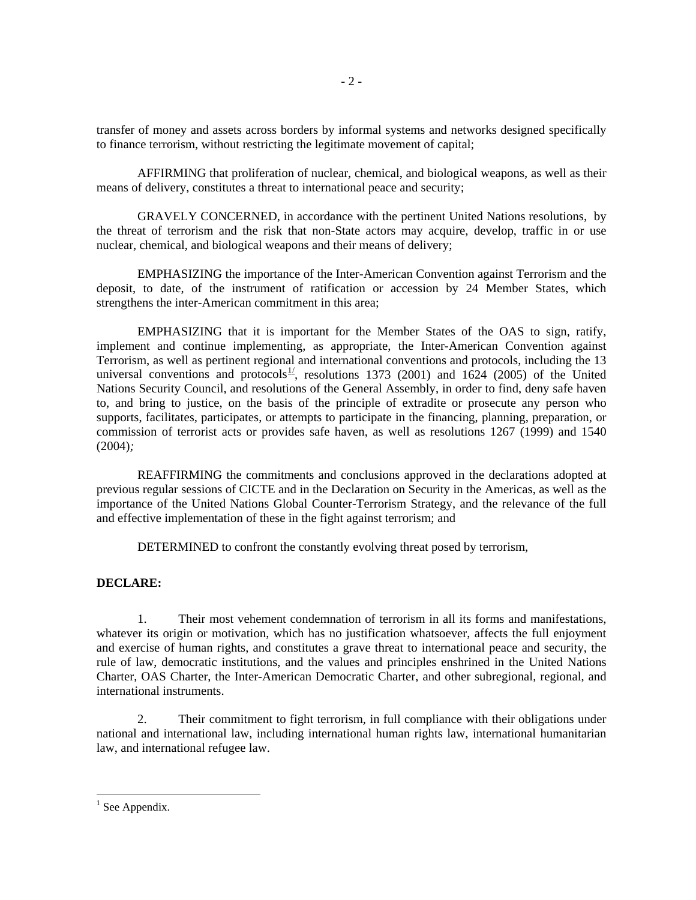transfer of money and assets across borders by informal systems and networks designed specifically to finance terrorism, without restricting the legitimate movement of capital;

AFFIRMING that proliferation of nuclear, chemical, and biological weapons, as well as their means of delivery, constitutes a threat to international peace and security;

GRAVELY CONCERNED, in accordance with the pertinent United Nations resolutions, by the threat of terrorism and the risk that non-State actors may acquire, develop, traffic in or use nuclear, chemical, and biological weapons and their means of delivery;

EMPHASIZING the importance of the Inter-American Convention against Terrorism and the deposit, to date, of the instrument of ratification or accession by 24 Member States, which strengthens the inter-American commitment in this area;

EMPHASIZING that it is important for the Member States of the OAS to sign, ratify, implement and continue implementing, as appropriate, the Inter-American Convention against Terrorism, as well as pertinent regional and international conventions and protocols, including the 13 universal conventions and protocols[1], resolutions 1373 (2001) and 1624 (2005) of the United Nations Security Council, and resolutions of the General Assembly, in order to find, deny safe haven to, and bring to justice, on the basis of the principle of extradite or prosecute any person who supports, facilitates, participates, or attempts to participate in the financing, planning, preparation, or commission of terrorist acts or provides safe haven, as well as resolutions 1267 (1999) and 1540 (2004)*;*

REAFFIRMING the commitments and conclusions approved in the declarations adopted at previous regular sessions of CICTE and in the Declaration on Security in the Americas, as well as the importance of the United Nations Global Counter-Terrorism Strategy, and the relevance of the full and effective implementation of these in the fight against terrorism; and

DETERMINED to confront the constantly evolving threat posed by terrorism,

**DECLARE:**

1. Their most vehement condemnation of terrorism in all its forms and manifestations, whatever its origin or motivation, which has no justification whatsoever, affects the full enjoyment and exercise of human rights, and constitutes a grave threat to international peace and security, the rule of law, democratic institutions, and the values and principles enshrined in the United Nations Charter, OAS Charter, the Inter-American Democratic Charter, and other subregional, regional, and international instruments.

2. Their commitment to fight terrorism, in full compliance with their obligations under national and international law, including international human rights law, international humanitarian law, and international refugee law.

---

[1] See Appendix.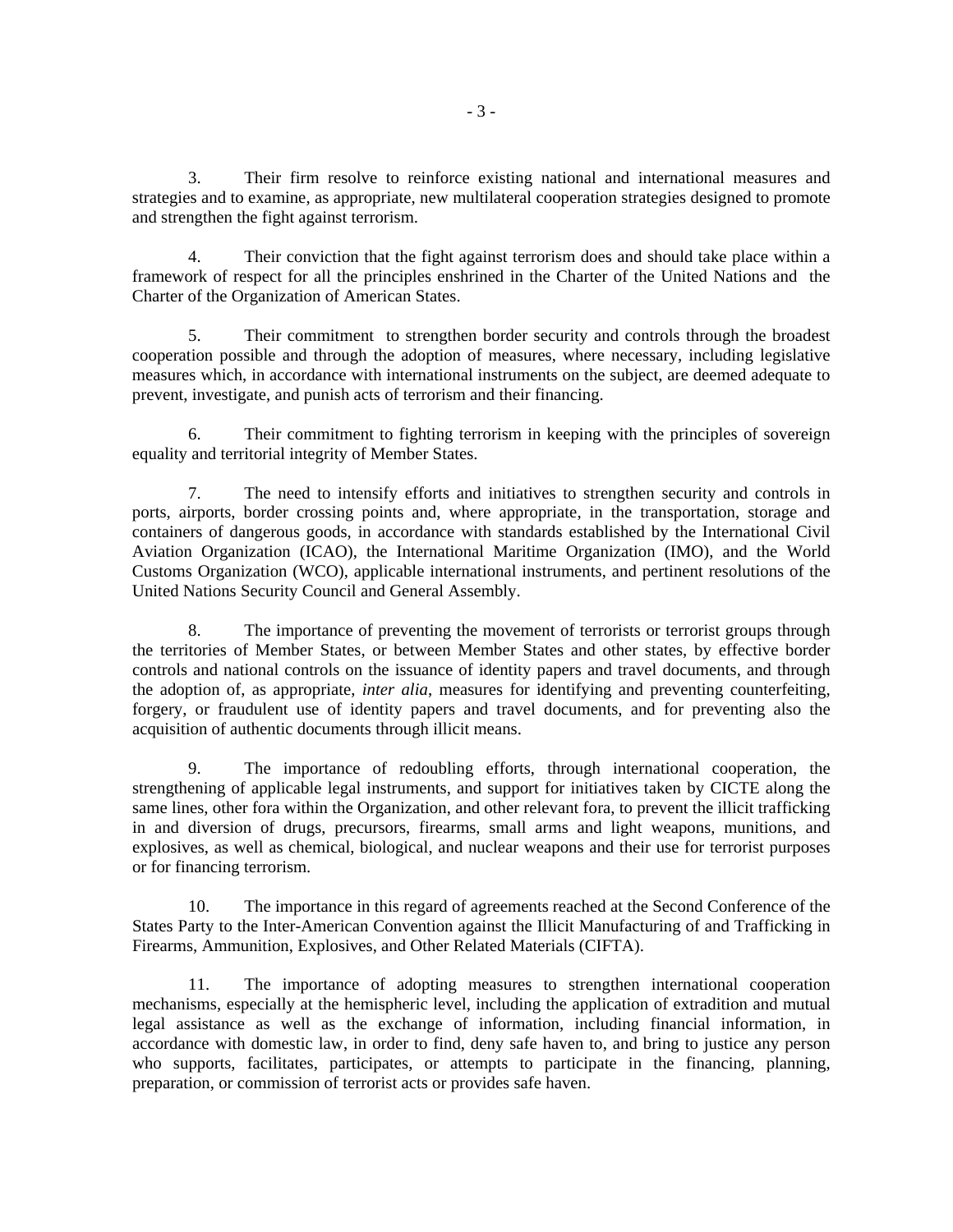3. Their firm resolve to reinforce existing national and international measures and strategies and to examine, as appropriate, new multilateral cooperation strategies designed to promote and strengthen the fight against terrorism.

4. Their conviction that the fight against terrorism does and should take place within a framework of respect for all the principles enshrined in the Charter of the United Nations and the Charter of the Organization of American States.

5. Their commitment to strengthen border security and controls through the broadest cooperation possible and through the adoption of measures, where necessary, including legislative measures which, in accordance with international instruments on the subject, are deemed adequate to prevent, investigate, and punish acts of terrorism and their financing.

6. Their commitment to fighting terrorism in keeping with the principles of sovereign equality and territorial integrity of Member States.

7. The need to intensify efforts and initiatives to strengthen security and controls in ports, airports, border crossing points and, where appropriate, in the transportation, storage and containers of dangerous goods, in accordance with standards established by the International Civil Aviation Organization (ICAO), the International Maritime Organization (IMO), and the World Customs Organization (WCO), applicable international instruments, and pertinent resolutions of the United Nations Security Council and General Assembly.

8. The importance of preventing the movement of terrorists or terrorist groups through the territories of Member States, or between Member States and other states, by effective border controls and national controls on the issuance of identity papers and travel documents, and through the adoption of, as appropriate, *inter alia*, measures for identifying and preventing counterfeiting, forgery, or fraudulent use of identity papers and travel documents, and for preventing also the acquisition of authentic documents through illicit means.

9. The importance of redoubling efforts, through international cooperation, the strengthening of applicable legal instruments, and support for initiatives taken by CICTE along the same lines, other fora within the Organization, and other relevant fora, to prevent the illicit trafficking in and diversion of drugs, precursors, firearms, small arms and light weapons, munitions, and explosives, as well as chemical, biological, and nuclear weapons and their use for terrorist purposes or for financing terrorism.

10. The importance in this regard of agreements reached at the Second Conference of the States Party to the Inter-American Convention against the Illicit Manufacturing of and Trafficking in Firearms, Ammunition, Explosives, and Other Related Materials (CIFTA).

11. The importance of adopting measures to strengthen international cooperation mechanisms, especially at the hemispheric level, including the application of extradition and mutual legal assistance as well as the exchange of information, including financial information, in accordance with domestic law, in order to find, deny safe haven to, and bring to justice any person who supports, facilitates, participates, or attempts to participate in the financing, planning, preparation, or commission of terrorist acts or provides safe haven.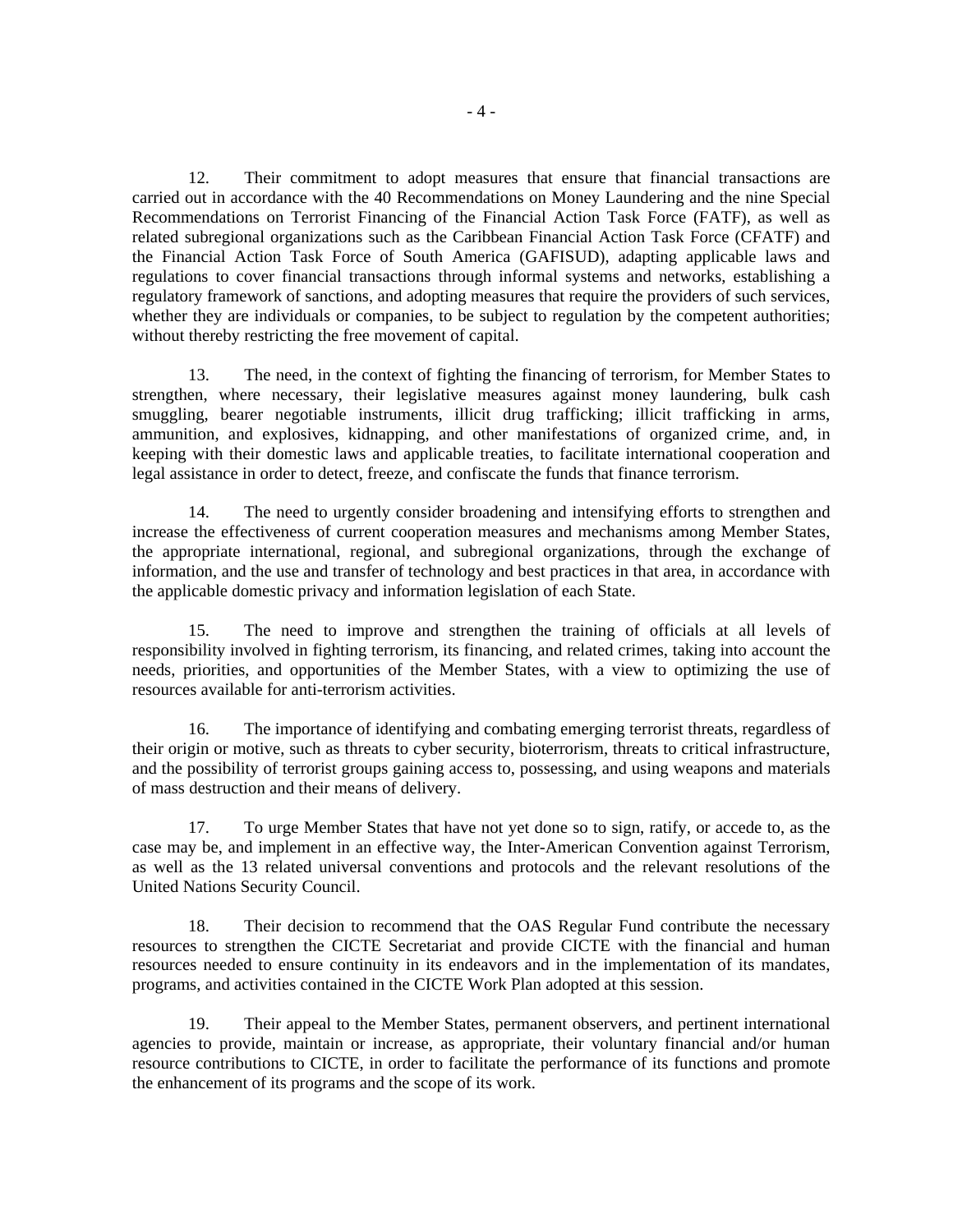12. Their commitment to adopt measures that ensure that financial transactions are carried out in accordance with the 40 Recommendations on Money Laundering and the nine Special Recommendations on Terrorist Financing of the Financial Action Task Force (FATF), as well as related subregional organizations such as the Caribbean Financial Action Task Force (CFATF) and the Financial Action Task Force of South America (GAFISUD), adapting applicable laws and regulations to cover financial transactions through informal systems and networks, establishing a regulatory framework of sanctions, and adopting measures that require the providers of such services, whether they are individuals or companies, to be subject to regulation by the competent authorities; without thereby restricting the free movement of capital.

13. The need, in the context of fighting the financing of terrorism, for Member States to strengthen, where necessary, their legislative measures against money laundering, bulk cash smuggling, bearer negotiable instruments, illicit drug trafficking; illicit trafficking in arms, ammunition, and explosives, kidnapping, and other manifestations of organized crime, and, in keeping with their domestic laws and applicable treaties, to facilitate international cooperation and legal assistance in order to detect, freeze, and confiscate the funds that finance terrorism.

14. The need to urgently consider broadening and intensifying efforts to strengthen and increase the effectiveness of current cooperation measures and mechanisms among Member States, the appropriate international, regional, and subregional organizations, through the exchange of information, and the use and transfer of technology and best practices in that area, in accordance with the applicable domestic privacy and information legislation of each State.

15. The need to improve and strengthen the training of officials at all levels of responsibility involved in fighting terrorism, its financing, and related crimes, taking into account the needs, priorities, and opportunities of the Member States, with a view to optimizing the use of resources available for anti-terrorism activities.

16. The importance of identifying and combating emerging terrorist threats, regardless of their origin or motive, such as threats to cyber security, bioterrorism, threats to critical infrastructure, and the possibility of terrorist groups gaining access to, possessing, and using weapons and materials of mass destruction and their means of delivery.

17. To urge Member States that have not yet done so to sign, ratify, or accede to, as the case may be, and implement in an effective way, the Inter-American Convention against Terrorism, as well as the 13 related universal conventions and protocols and the relevant resolutions of the United Nations Security Council.

18. Their decision to recommend that the OAS Regular Fund contribute the necessary resources to strengthen the CICTE Secretariat and provide CICTE with the financial and human resources needed to ensure continuity in its endeavors and in the implementation of its mandates, programs, and activities contained in the CICTE Work Plan adopted at this session.

19. Their appeal to the Member States, permanent observers, and pertinent international agencies to provide, maintain or increase, as appropriate, their voluntary financial and/or human resource contributions to CICTE, in order to facilitate the performance of its functions and promote the enhancement of its programs and the scope of its work.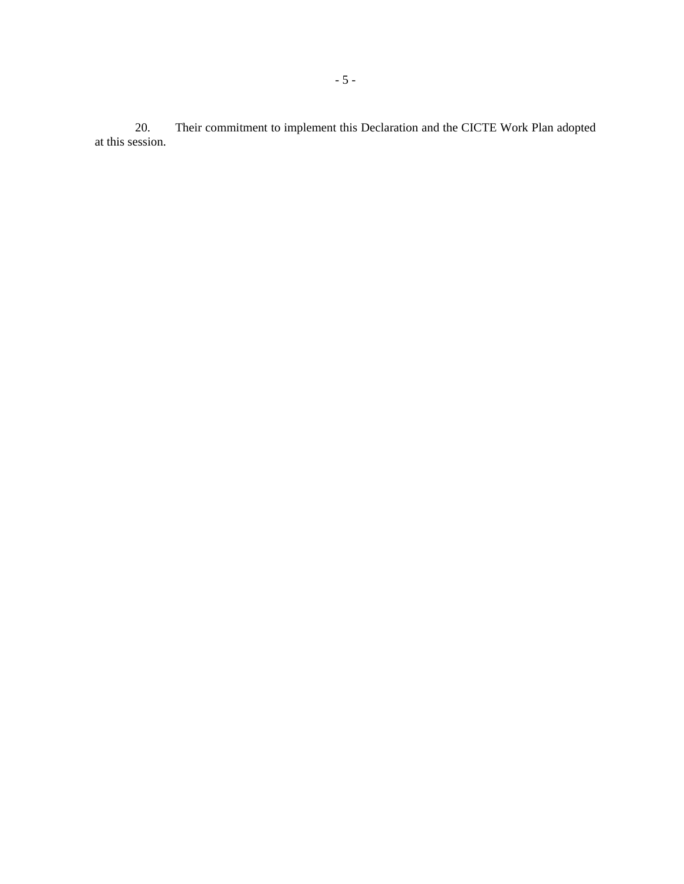20. Their commitment to implement this Declaration and the CICTE Work Plan adopted at this session.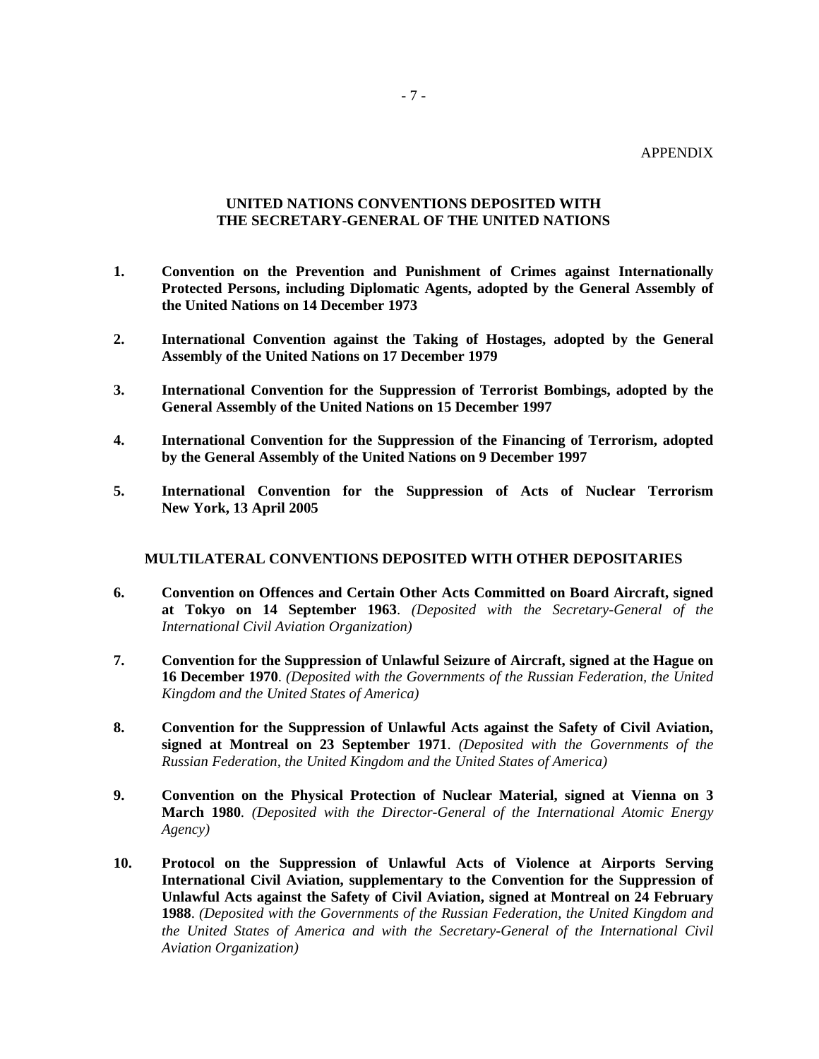APPENDIX

## UNITED NATIONS CONVENTIONS DEPOSITED WITH THE SECRETARY-GENERAL OF THE UNITED NATIONS

1. **Convention on the Prevention and Punishment of Crimes against Internationally Protected Persons, including Diplomatic Agents, adopted by the General Assembly of the United Nations on 14 December 1973**

2. **International Convention against the Taking of Hostages, adopted by the General Assembly of the United Nations on 17 December 1979**

3. **International Convention for the Suppression of Terrorist Bombings, adopted by the General Assembly of the United Nations on 15 December 1997**

4. **International Convention for the Suppression of the Financing of Terrorism, adopted by the General Assembly of the United Nations on 9 December 1997**

5. **International Convention for the Suppression of Acts of Nuclear Terrorism New York, 13 April 2005**

## MULTILATERAL CONVENTIONS DEPOSITED WITH OTHER DEPOSITARIES

6. **Convention on Offences and Certain Other Acts Committed on Board Aircraft, signed at Tokyo on 14 September 1963**. *(Deposited with the Secretary-General of the International Civil Aviation Organization)*

7. **Convention for the Suppression of Unlawful Seizure of Aircraft, signed at the Hague on 16 December 1970**. *(Deposited with the Governments of the Russian Federation, the United Kingdom and the United States of America)*

8. **Convention for the Suppression of Unlawful Acts against the Safety of Civil Aviation, signed at Montreal on 23 September 1971**. *(Deposited with the Governments of the Russian Federation, the United Kingdom and the United States of America)*

9. **Convention on the Physical Protection of Nuclear Material, signed at Vienna on 3 March 1980**. *(Deposited with the Director-General of the International Atomic Energy Agency)*

10. **Protocol on the Suppression of Unlawful Acts of Violence at Airports Serving International Civil Aviation, supplementary to the Convention for the Suppression of Unlawful Acts against the Safety of Civil Aviation, signed at Montreal on 24 February 1988**. *(Deposited with the Governments of the Russian Federation, the United Kingdom and the United States of America and with the Secretary-General of the International Civil Aviation Organization)*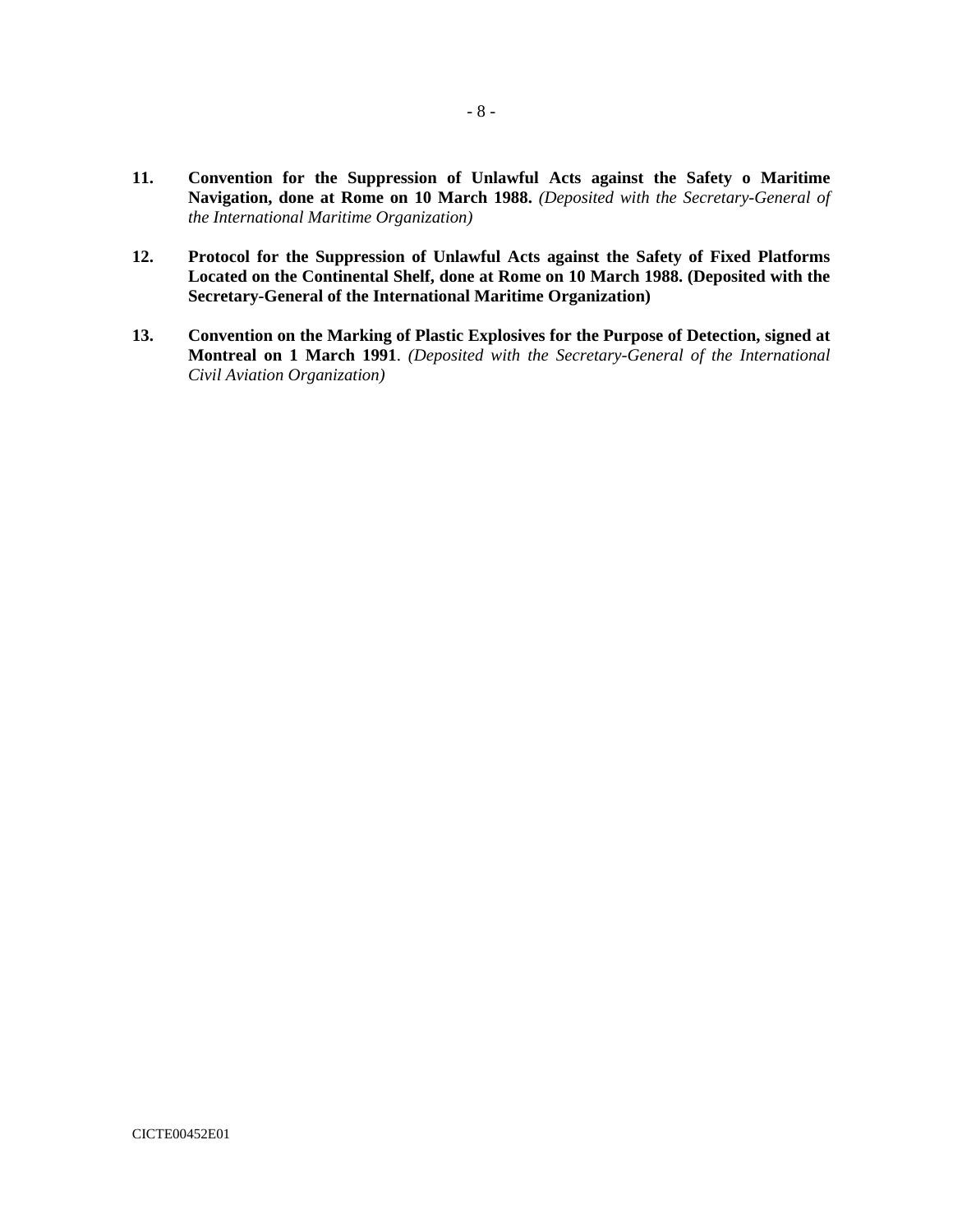11. **Convention for the Suppression of Unlawful Acts against the Safety o Maritime Navigation, done at Rome on 10 March 1988.** *(Deposited with the Secretary-General of the International Maritime Organization)*

12. **Protocol for the Suppression of Unlawful Acts against the Safety of Fixed Platforms Located on the Continental Shelf, done at Rome on 10 March 1988. (Deposited with the Secretary-General of the International Maritime Organization)**

13. **Convention on the Marking of Plastic Explosives for the Purpose of Detection, signed at Montreal on 1 March 1991**. *(Deposited with the Secretary-General of the International Civil Aviation Organization)*

CICTE00452E01